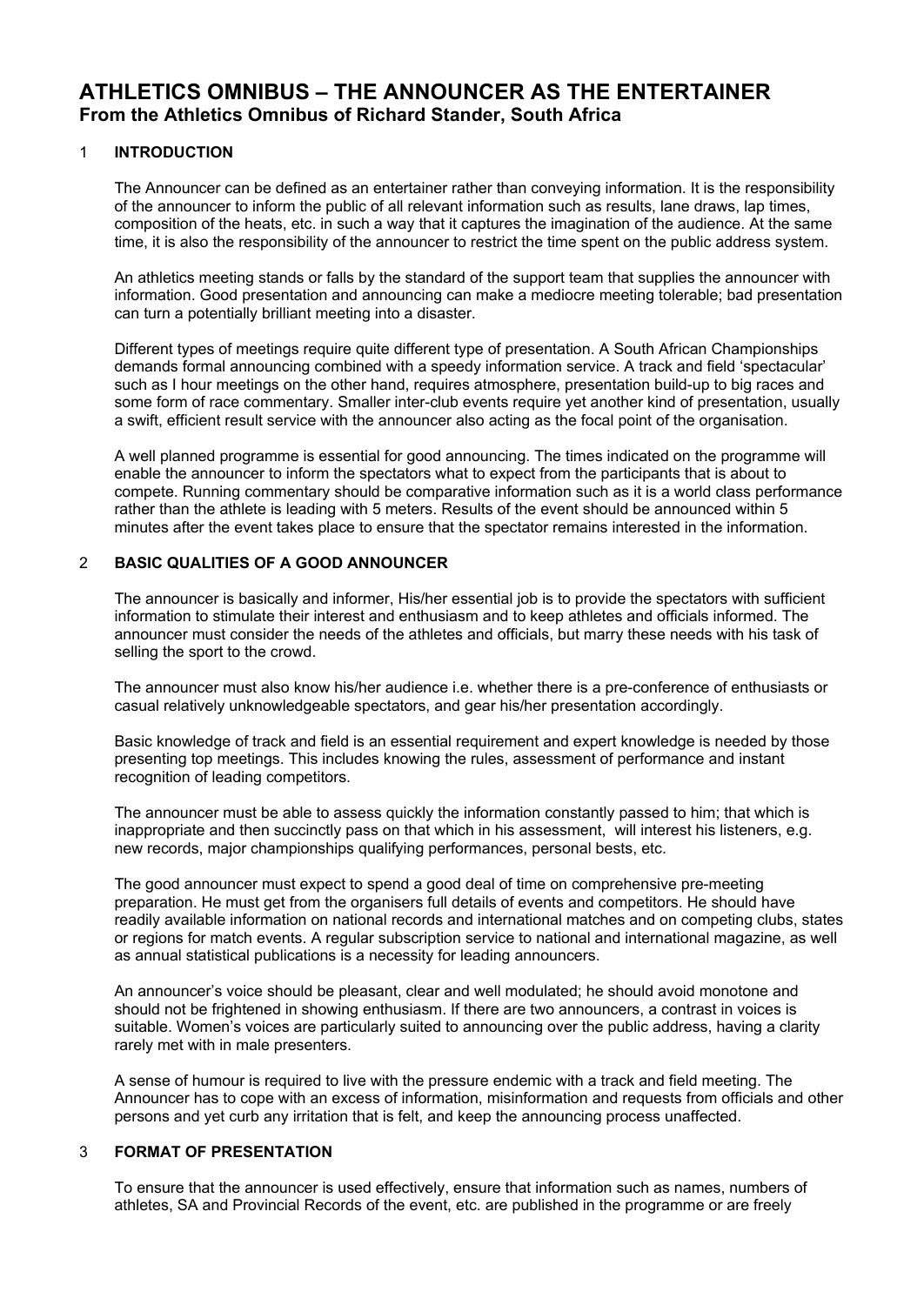# ATHLETICS OMNIBUS – THE ANNOUNCER AS THE ENTERTAINER

## From the Athletics Omnibus of Richard Stander, South Africa

## 1 INTRODUCTION

The Announcer can be defined as an entertainer rather than conveying information. It is the responsibility of the announcer to inform the public of all relevant information such as results, lane draws, lap times, composition of the heats, etc. in such a way that it captures the imagination of the audience. At the same time, it is also the responsibility of the announcer to restrict the time spent on the public address system.

An athletics meeting stands or falls by the standard of the support team that supplies the announcer with information. Good presentation and announcing can make a mediocre meeting tolerable; bad presentation can turn a potentially brilliant meeting into a disaster.

Different types of meetings require quite different type of presentation. A South African Championships demands formal announcing combined with a speedy information service. A track and field 'spectacular' such as I hour meetings on the other hand, requires atmosphere, presentation build-up to big races and some form of race commentary. Smaller inter-club events require yet another kind of presentation, usually a swift, efficient result service with the announcer also acting as the focal point of the organisation.

A well planned programme is essential for good announcing. The times indicated on the programme will enable the announcer to inform the spectators what to expect from the participants that is about to compete. Running commentary should be comparative information such as it is a world class performance rather than the athlete is leading with 5 meters. Results of the event should be announced within 5 minutes after the event takes place to ensure that the spectator remains interested in the information.

## 2 BASIC QUALITIES OF A GOOD ANNOUNCER

The announcer is basically and informer, His/her essential job is to provide the spectators with sufficient information to stimulate their interest and enthusiasm and to keep athletes and officials informed. The announcer must consider the needs of the athletes and officials, but marry these needs with his task of selling the sport to the crowd.

The announcer must also know his/her audience i.e. whether there is a pre-conference of enthusiasts or casual relatively unknowledgeable spectators, and gear his/her presentation accordingly.

Basic knowledge of track and field is an essential requirement and expert knowledge is needed by those presenting top meetings. This includes knowing the rules, assessment of performance and instant recognition of leading competitors.

The announcer must be able to assess quickly the information constantly passed to him; that which is inappropriate and then succinctly pass on that which in his assessment, will interest his listeners, e.g. new records, major championships qualifying performances, personal bests, etc.

The good announcer must expect to spend a good deal of time on comprehensive pre-meeting preparation. He must get from the organisers full details of events and competitors. He should have readily available information on national records and international matches and on competing clubs, states or regions for match events. A regular subscription service to national and international magazine, as well as annual statistical publications is a necessity for leading announcers.

An announcer's voice should be pleasant, clear and well modulated; he should avoid monotone and should not be frightened in showing enthusiasm. If there are two announcers, a contrast in voices is suitable. Women's voices are particularly suited to announcing over the public address, having a clarity rarely met with in male presenters.

A sense of humour is required to live with the pressure endemic with a track and field meeting. The Announcer has to cope with an excess of information, misinformation and requests from officials and other persons and yet curb any irritation that is felt, and keep the announcing process unaffected.

## 3 FORMAT OF PRESENTATION

To ensure that the announcer is used effectively, ensure that information such as names, numbers of athletes, SA and Provincial Records of the event, etc. are published in the programme or are freely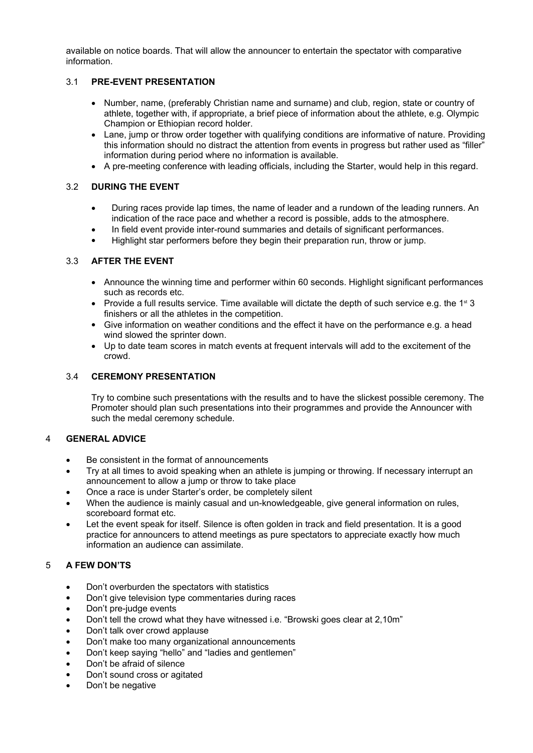available on notice boards. That will allow the announcer to entertain the spectator with comparative information.

### 3.1 PRE-EVENT PRESENTATION

- Number, name, (preferably Christian name and surname) and club, region, state or country of athlete, together with, if appropriate, a brief piece of information about the athlete, e.g. Olympic Champion or Ethiopian record holder.
- Lane, jump or throw order together with qualifying conditions are informative of nature. Providing this information should no distract the attention from events in progress but rather used as "filler" information during period where no information is available.
- A pre-meeting conference with leading officials, including the Starter, would help in this regard.

### 3.2 DURING THE EVENT

- During races provide lap times, the name of leader and a rundown of the leading runners. An indication of the race pace and whether a record is possible, adds to the atmosphere.
- In field event provide inter-round summaries and details of significant performances.
- Highlight star performers before they begin their preparation run, throw or jump.

### 3.3 AFTER THE EVENT

- Announce the winning time and performer within 60 seconds. Highlight significant performances such as records etc.
- Provide a full results service. Time available will dictate the depth of such service e.g. the 1st 3 finishers or all the athletes in the competition.
- Give information on weather conditions and the effect it have on the performance e.g. a head wind slowed the sprinter down.
- Up to date team scores in match events at frequent intervals will add to the excitement of the crowd.

### 3.4 CEREMONY PRESENTATION

Try to combine such presentations with the results and to have the slickest possible ceremony. The Promoter should plan such presentations into their programmes and provide the Announcer with such the medal ceremony schedule.

## 4 GENERAL ADVICE

- Be consistent in the format of announcements
- Try at all times to avoid speaking when an athlete is jumping or throwing. If necessary interrupt an announcement to allow a jump or throw to take place
- Once a race is under Starter's order, be completely silent
- When the audience is mainly casual and un-knowledgeable, give general information on rules, scoreboard format etc.
- Let the event speak for itself. Silence is often golden in track and field presentation. It is a good practice for announcers to attend meetings as pure spectators to appreciate exactly how much information an audience can assimilate.

## 5 A FEW DON'TS

- Don't overburden the spectators with statistics
- Don't give television type commentaries during races
- Don't pre-judge events
- Don't tell the crowd what they have witnessed i.e. "Browski goes clear at 2,10m"
- Don't talk over crowd applause
- Don't make too many organizational announcements
- Don't keep saying "hello" and "ladies and gentlemen"
- Don't be afraid of silence
- Don't sound cross or agitated
- Don't be negative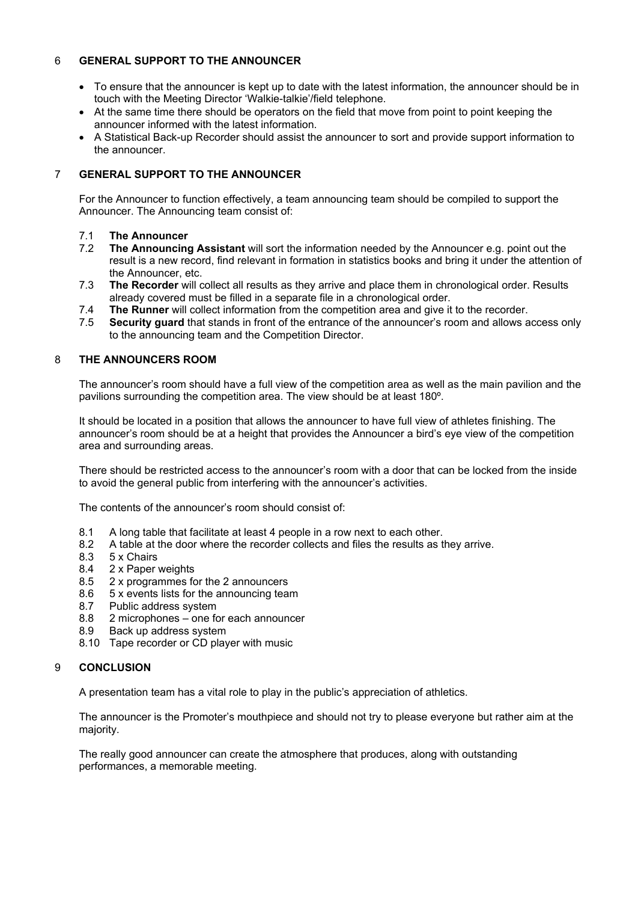## 6 GENERAL SUPPORT TO THE ANNOUNCER

- To ensure that the announcer is kept up to date with the latest information, the announcer should be in touch with the Meeting Director 'Walkie-talkie'/field telephone.
- At the same time there should be operators on the field that move from point to point keeping the announcer informed with the latest information.
- A Statistical Back-up Recorder should assist the announcer to sort and provide support information to the announcer.

## 7 GENERAL SUPPORT TO THE ANNOUNCER

For the Announcer to function effectively, a team announcing team should be compiled to support the Announcer. The Announcing team consist of:

7.1 **The Announcer**
7.2 **The Announcing Assistant** will sort the information needed by the Announcer e.g. point out the result is a new record, find relevant in formation in statistics books and bring it under the attention of the Announcer, etc.
7.3 **The Recorder** will collect all results as they arrive and place them in chronological order. Results already covered must be filled in a separate file in a chronological order.
7.4 **The Runner** will collect information from the competition area and give it to the recorder.
7.5 **Security guard** that stands in front of the entrance of the announcer's room and allows access only to the announcing team and the Competition Director.

## 8 THE ANNOUNCERS ROOM

The announcer's room should have a full view of the competition area as well as the main pavilion and the pavilions surrounding the competition area. The view should be at least 180º.

It should be located in a position that allows the announcer to have full view of athletes finishing. The announcer's room should be at a height that provides the Announcer a bird's eye view of the competition area and surrounding areas.

There should be restricted access to the announcer's room with a door that can be locked from the inside to avoid the general public from interfering with the announcer's activities.

The contents of the announcer's room should consist of:

8.1 A long table that facilitate at least 4 people in a row next to each other.
8.2 A table at the door where the recorder collects and files the results as they arrive.
8.3 5 x Chairs
8.4 2 x Paper weights
8.5 2 x programmes for the 2 announcers
8.6 5 x events lists for the announcing team
8.7 Public address system
8.8 2 microphones – one for each announcer
8.9 Back up address system
8.10 Tape recorder or CD player with music

## 9 CONCLUSION

A presentation team has a vital role to play in the public's appreciation of athletics.

The announcer is the Promoter's mouthpiece and should not try to please everyone but rather aim at the majority.

The really good announcer can create the atmosphere that produces, along with outstanding performances, a memorable meeting.